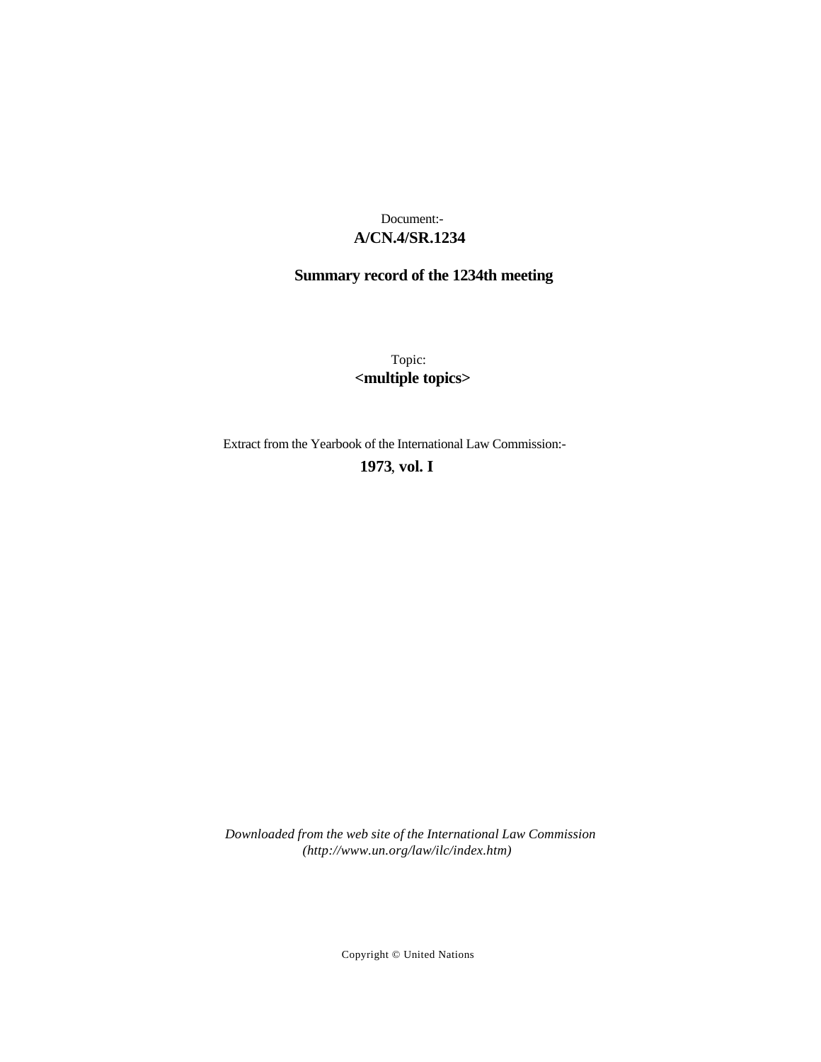Document:-

**A/CN.4/SR.1234**

**Summary record of the 1234th meeting**

Topic:

**<multiple topics>**

Extract from the Yearbook of the International Law Commission:-

**1973, vol. I**

*Downloaded from the web site of the International Law Commission (http://www.un.org/law/ilc/index.htm)*

Copyright © United Nations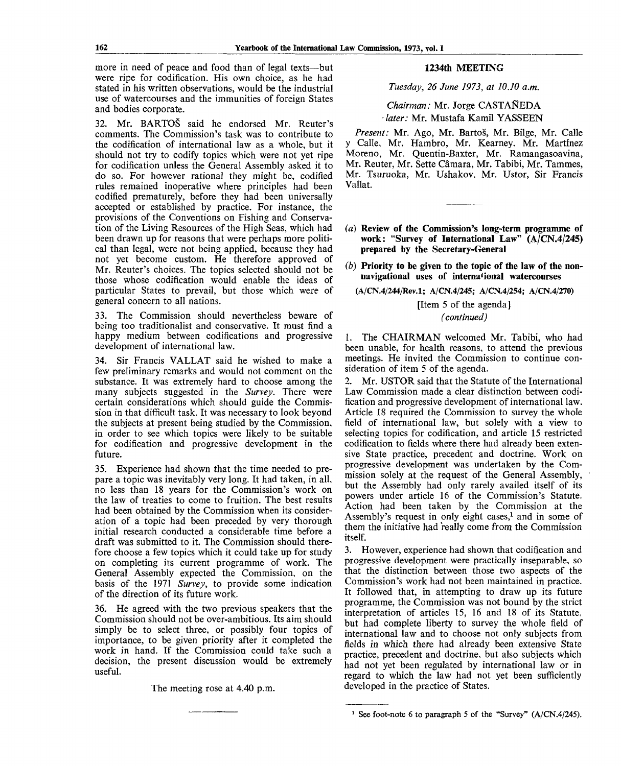more in need of peace and food than of legal texts—but were ripe for codification. His own choice, as he had stated in his written observations, would be the industrial use of watercourses and the immunities of foreign States and bodies corporate.

32. Mr. BARTOŠ said he endorsed Mr. Reuter's comments. The Commission's task was to contribute to the codification of international law as a whole, but it should not try to codify topics which were not yet ripe for codification unless the General Assembly asked it to do so. For however rational they might be, codified rules remained inoperative where principles had been codified prematurely, before they had been universally accepted or established by practice. For instance, the provisions of the Conventions on Fishing and Conservation of the Living Resources of the High Seas, which had been drawn up for reasons that were perhaps more political than legal, were not being applied, because they had not yet become custom. He therefore approved of Mr. Reuter's choices. The topics selected should not be those whose codification would enable the ideas of particular States to prevail, but those which were of general concern to all nations.

33. The Commission should nevertheless beware of being too traditionalist and conservative. It must find a happy medium between codifications and progressive development of international law.

34. Sir Francis VALLAT said he wished to make a few preliminary remarks and would not comment on the substance. It was extremely hard to choose among the many subjects suggested in the *Survey*. There were certain considerations which should guide the Commission in that difficult task. It was necessary to look beyond the subjects at present being studied by the Commission, in order to see which topics were likely to be suitable for codification and progressive development in the future.

35. Experience had shown that the time needed to prepare a topic was inevitably very long. It had taken, in all, no less than 18 years for the Commission's work on the law of treaties to come to fruition. The best results had been obtained by the Commission when its consideration of a topic had been preceded by very thorough initial research conducted a considerable time before a draft was submitted to it. The Commission should therefore choose a few topics which it could take up for study on completing its current programme of work. The General Assembly expected the Commission, on the basis of the 1971 *Survey*, to provide some indication of the direction of its future work.

36. He agreed with the two previous speakers that the Commission should not be over-ambitious. Its aim should simply be to select three, or possibly four topics of importance, to be given priority after it completed the work in hand. If the Commission could take such a decision, the present discussion would be extremely useful.

The meeting rose at 4.40 p.m.

## 1234th MEETING

*Tuesday, 26 June 1973, at 10.10 a.m.*

*Chairman:* Mr. Jorge CASTAÑEDA
*later:* Mr. Mustafa Kamil YASSEEN

*Present:* Mr. Ago, Mr. Bartoš, Mr. Bilge, Mr. Calle y Calle, Mr. Hambro, Mr. Kearney, Mr. Martínez Moreno, Mr. Quentin-Baxter, Mr. Ramangasoavina, Mr. Reuter, Mr. Sette Câmara, Mr. Tabibi, Mr. Tammes, Mr. Tsuruoka, Mr. Ushakov, Mr. Ustor, Sir Francis Vallat.

### (*a*) Review of the Commission's long-term programme of work: "Survey of International Law" (A/CN.4/245) prepared by the Secretary-General

### (*b*) Priority to be given to the topic of the law of the non-navigational uses of international watercourses

**(A/CN.4/244/Rev.1; A/CN.4/245; A/CN.4/254; A/CN.4/270)**

[Item 5 of the agenda]
(*continued*)

1. The CHAIRMAN welcomed Mr. Tabibi, who had been unable, for health reasons, to attend the previous meetings. He invited the Commission to continue consideration of item 5 of the agenda.

2. Mr. USTOR said that the Statute of the International Law Commission made a clear distinction between codification and progressive development of international law. Article 18 required the Commission to survey the whole field of international law, but solely with a view to selecting topics for codification, and article 15 restricted codification to fields where there had already been extensive State practice, precedent and doctrine. Work on progressive development was undertaken by the Commission solely at the request of the General Assembly, but the Assembly had only rarely availed itself of its powers under article 16 of the Commission's Statute. Action had been taken by the Commission at the Assembly's request in only eight cases,[1] and in some of them the initiative had really come from the Commission itself.

3. However, experience had shown that codification and progressive development were practically inseparable, so that the distinction between those two aspects of the Commission's work had not been maintained in practice. It followed that, in attempting to draw up its future programme, the Commission was not bound by the strict interpretation of articles 15, 16 and 18 of its Statute, but had complete liberty to survey the whole field of international law and to choose not only subjects from fields in which there had already been extensive State practice, precedent and doctrine, but also subjects which had not yet been regulated by international law or in regard to which the law had not yet been sufficiently developed in the practice of States.

[1] See foot-note 6 to paragraph 5 of the "Survey" (A/CN.4/245).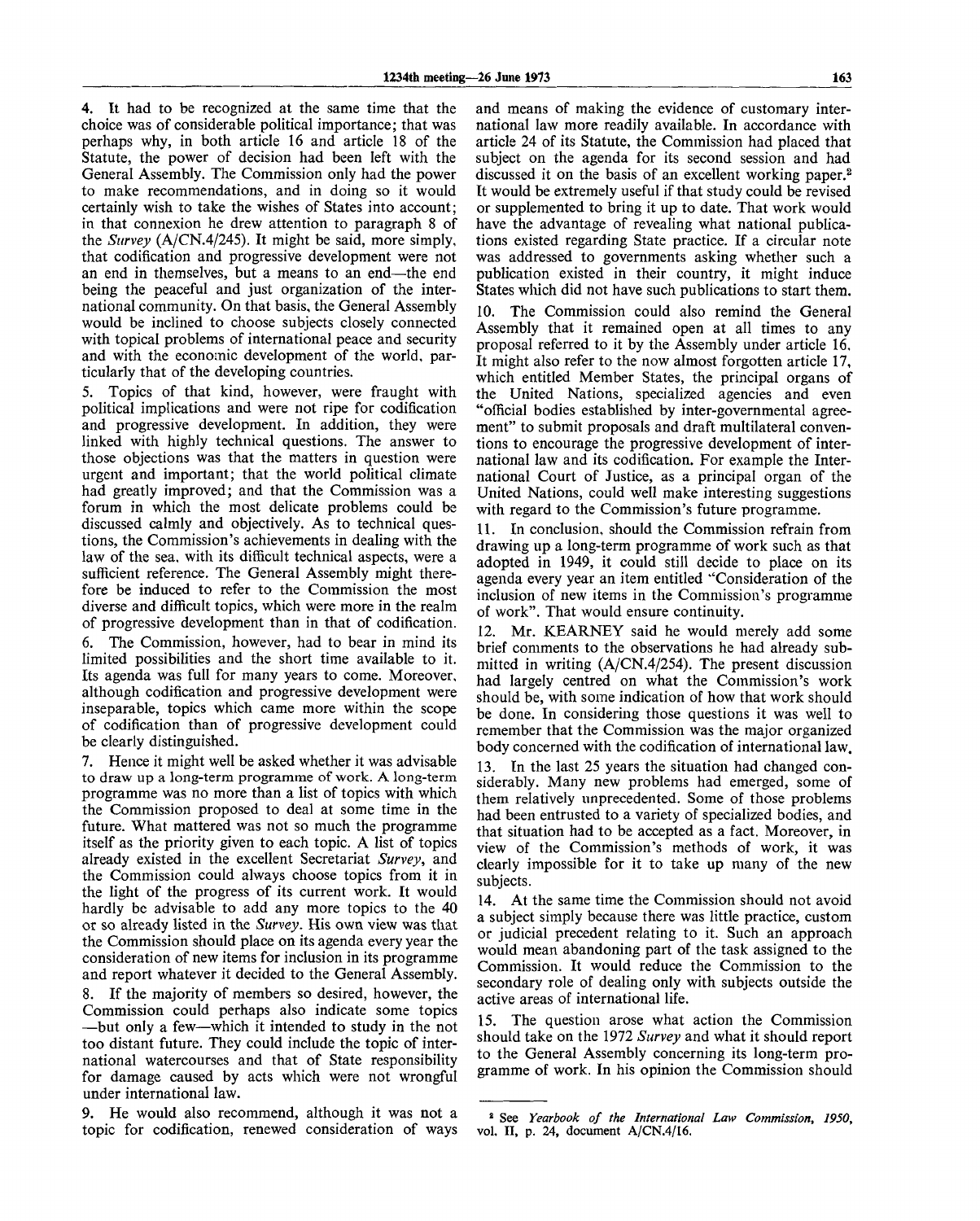4. It had to be recognized at the same time that the choice was of considerable political importance; that was perhaps why, in both article 16 and article 18 of the Statute, the power of decision had been left with the General Assembly. The Commission only had the power to make recommendations, and in doing so it would certainly wish to take the wishes of States into account; in that connexion he drew attention to paragraph 8 of the *Survey* (A/CN.4/245). It might be said, more simply, that codification and progressive development were not an end in themselves, but a means to an end—the end being the peaceful and just organization of the international community. On that basis, the General Assembly would be inclined to choose subjects closely connected with topical problems of international peace and security and with the economic development of the world, particularly that of the developing countries.

5. Topics of that kind, however, were fraught with political implications and were not ripe for codification and progressive development. In addition, they were linked with highly technical questions. The answer to those objections was that the matters in question were urgent and important; that the world political climate had greatly improved; and that the Commission was a forum in which the most delicate problems could be discussed calmly and objectively. As to technical questions, the Commission's achievements in dealing with the law of the sea, with its difficult technical aspects, were a sufficient reference. The General Assembly might therefore be induced to refer to the Commission the most diverse and difficult topics, which were more in the realm of progressive development than in that of codification.

6. The Commission, however, had to bear in mind its limited possibilities and the short time available to it. Its agenda was full for many years to come. Moreover, although codification and progressive development were inseparable, topics which came more within the scope of codification than of progressive development could be clearly distinguished.

7. Hence it might well be asked whether it was advisable to draw up a long-term programme of work. A long-term programme was no more than a list of topics with which the Commission proposed to deal at some time in the future. What mattered was not so much the programme itself as the priority given to each topic. A list of topics already existed in the excellent Secretariat *Survey*, and the Commission could always choose topics from it in the light of the progress of its current work. It would hardly be advisable to add any more topics to the 40 or so already listed in the *Survey*. His own view was that the Commission should place on its agenda every year the consideration of new items for inclusion in its programme and report whatever it decided to the General Assembly.

8. If the majority of members so desired, however, the Commission could perhaps also indicate some topics —but only a few—which it intended to study in the not too distant future. They could include the topic of international watercourses and that of State responsibility for damage caused by acts which were not wrongful under international law.

9. He would also recommend, although it was not a topic for codification, renewed consideration of ways and means of making the evidence of customary international law more readily available. In accordance with article 24 of its Statute, the Commission had placed that subject on the agenda for its second session and had discussed it on the basis of an excellent working paper.[2] It would be extremely useful if that study could be revised or supplemented to bring it up to date. That work would have the advantage of revealing what national publications existed regarding State practice. If a circular note was addressed to governments asking whether such a publication existed in their country, it might induce States which did not have such publications to start them.

10. The Commission could also remind the General Assembly that it remained open at all times to any proposal referred to it by the Assembly under article 16. It might also refer to the now almost forgotten article 17, which entitled Member States, the principal organs of the United Nations, specialized agencies and even "official bodies established by inter-governmental agreement" to submit proposals and draft multilateral conventions to encourage the progressive development of international law and its codification. For example the International Court of Justice, as a principal organ of the United Nations, could well make interesting suggestions with regard to the Commission's future programme.

11. In conclusion, should the Commission refrain from drawing up a long-term programme of work such as that adopted in 1949, it could still decide to place on its agenda every year an item entitled "Consideration of the inclusion of new items in the Commission's programme of work". That would ensure continuity.

12. Mr. KEARNEY said he would merely add some brief comments to the observations he had already submitted in writing (A/CN.4/254). The present discussion had largely centred on what the Commission's work should be, with some indication of how that work should be done. In considering those questions it was well to remember that the Commission was the major organized body concerned with the codification of international law.

13. In the last 25 years the situation had changed considerably. Many new problems had emerged, some of them relatively unprecedented. Some of those problems had been entrusted to a variety of specialized bodies, and that situation had to be accepted as a fact. Moreover, in view of the Commission's methods of work, it was clearly impossible for it to take up many of the new subjects.

14. At the same time the Commission should not avoid a subject simply because there was little practice, custom or judicial precedent relating to it. Such an approach would mean abandoning part of the task assigned to the Commission. It would reduce the Commission to the secondary role of dealing only with subjects outside the active areas of international life.

15. The question arose what action the Commission should take on the 1972 *Survey* and what it should report to the General Assembly concerning its long-term programme of work. In his opinion the Commission should

---

[2] See *Yearbook of the International Law Commission, 1950*, vol. II, p. 24, document A/CN.4/16.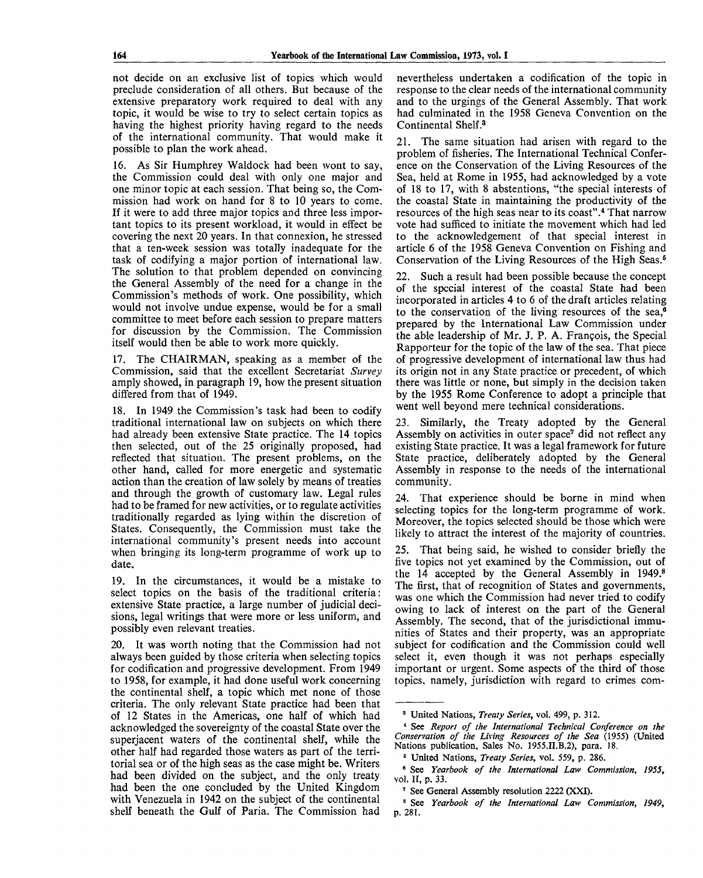not decide on an exclusive list of topics which would preclude consideration of all others. But because of the extensive preparatory work required to deal with any topic, it would be wise to try to select certain topics as having the highest priority having regard to the needs of the international community. That would make it possible to plan the work ahead.

16. As Sir Humphrey Waldock had been wont to say, the Commission could deal with only one major and one minor topic at each session. That being so, the Commission had work on hand for 8 to 10 years to come. If it were to add three major topics and three less important topics to its present workload, it would in effect be covering the next 20 years. In that connexion, he stressed that a ten-week session was totally inadequate for the task of codifying a major portion of international law. The solution to that problem depended on convincing the General Assembly of the need for a change in the Commission's methods of work. One possibility, which would not involve undue expense, would be for a small committee to meet before each session to prepare matters for discussion by the Commission. The Commission itself would then be able to work more quickly.

17. The CHAIRMAN, speaking as a member of the Commission, said that the excellent Secretariat *Survey* amply showed, in paragraph 19, how the present situation differed from that of 1949.

18. In 1949 the Commission's task had been to codify traditional international law on subjects on which there had already been extensive State practice. The 14 topics then selected, out of the 25 originally proposed, had reflected that situation. The present problems, on the other hand, called for more energetic and systematic action than the creation of law solely by means of treaties and through the growth of customary law. Legal rules had to be framed for new activities, or to regulate activities traditionally regarded as lying within the discretion of States. Consequently, the Commission must take the international community's present needs into account when bringing its long-term programme of work up to date.

19. In the circumstances, it would be a mistake to select topics on the basis of the traditional criteria: extensive State practice, a large number of judicial decisions, legal writings that were more or less uniform, and possibly even relevant treaties.

20. It was worth noting that the Commission had not always been guided by those criteria when selecting topics for codification and progressive development. From 1949 to 1958, for example, it had done useful work concerning the continental shelf, a topic which met none of those criteria. The only relevant State practice had been that of 12 States in the Americas, one half of which had acknowledged the sovereignty of the coastal State over the superjacent waters of the continental shelf, while the other half had regarded those waters as part of the territorial sea or of the high seas as the case might be. Writers had been divided on the subject, and the only treaty had been the one concluded by the United Kingdom with Venezuela in 1942 on the subject of the continental shelf beneath the Gulf of Paria. The Commission had nevertheless undertaken a codification of the topic in response to the clear needs of the international community and to the urgings of the General Assembly. That work had culminated in the 1958 Geneva Convention on the Continental Shelf.[3]

21. The same situation had arisen with regard to the problem of fisheries. The International Technical Conference on the Conservation of the Living Resources of the Sea, held at Rome in 1955, had acknowledged by a vote of 18 to 17, with 8 abstentions, "the special interests of the coastal State in maintaining the productivity of the resources of the high seas near to its coast".[4] That narrow vote had sufficed to initiate the movement which had led to the acknowledgement of that special interest in article 6 of the 1958 Geneva Convention on Fishing and Conservation of the Living Resources of the High Seas.[5]

22. Such a result had been possible because the concept of the special interest of the coastal State had been incorporated in articles 4 to 6 of the draft articles relating to the conservation of the living resources of the sea,[6] prepared by the International Law Commission under the able leadership of Mr. J. P. A. François, the Special Rapporteur for the topic of the law of the sea. That piece of progressive development of international law thus had its origin not in any State practice or precedent, of which there was little or none, but simply in the decision taken by the 1955 Rome Conference to adopt a principle that went well beyond mere technical considerations.

23. Similarly, the Treaty adopted by the General Assembly on activities in outer space[7] did not reflect any existing State practice. It was a legal framework for future State practice, deliberately adopted by the General Assembly in response to the needs of the international community.

24. That experience should be borne in mind when selecting topics for the long-term programme of work. Moreover, the topics selected should be those which were likely to attract the interest of the majority of countries.

25. That being said, he wished to consider briefly the five topics not yet examined by the Commission, out of the 14 accepted by the General Assembly in 1949.[8] The first, that of recognition of States and governments, was one which the Commission had never tried to codify owing to lack of interest on the part of the General Assembly. The second, that of the jurisdictional immunities of States and their property, was an appropriate subject for codification and the Commission could well select it, even though it was not perhaps especially important or urgent. Some aspects of the third of those topics, namely, jurisdiction with regard to crimes com-

---

[3] United Nations, *Treaty Series*, vol. 499, p. 312.

[4] See *Report of the International Technical Conference on the Conservation of the Living Resources of the Sea* (1955) (United Nations publication, Sales No. 1955.II.B.2), para. 18.

[5] United Nations, *Treaty Series*, vol. 559, p. 286.

[6] See *Yearbook of the International Law Commission, 1955*, vol. II, p. 33.

[7] See General Assembly resolution 2222 (XXI).

[8] See *Yearbook of the International Law Commission, 1949*, p. 281.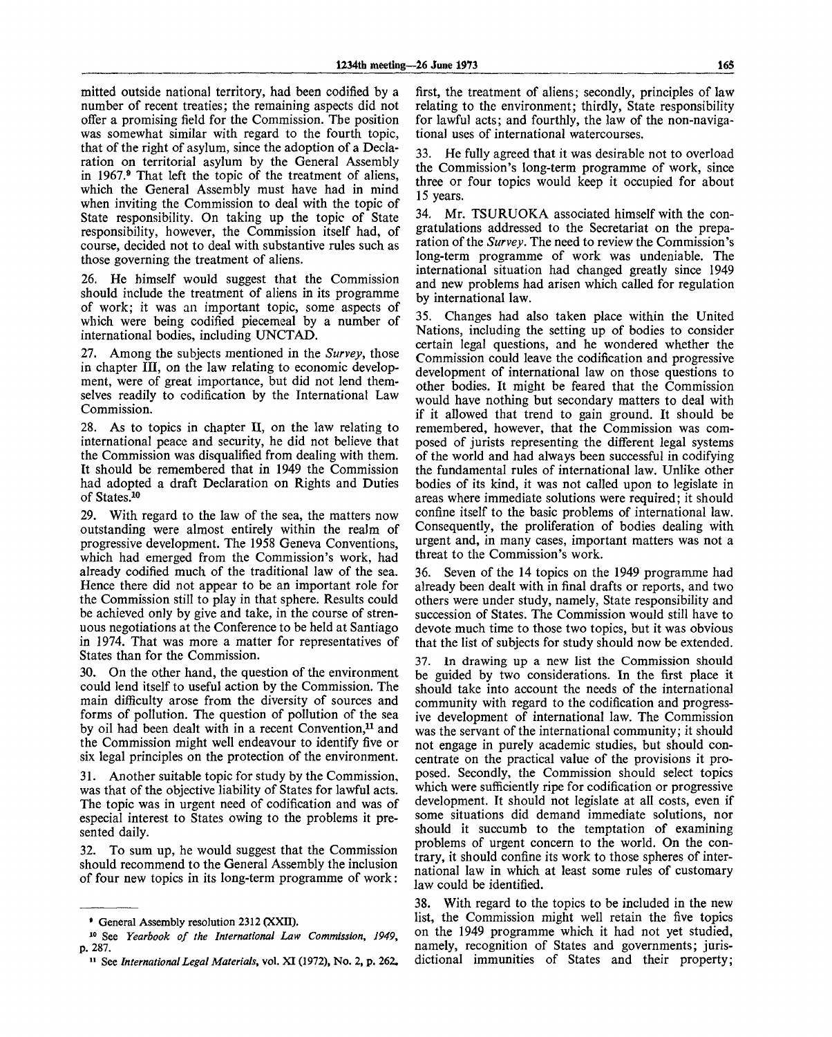mitted outside national territory, had been codified by a number of recent treaties; the remaining aspects did not offer a promising field for the Commission. The position was somewhat similar with regard to the fourth topic, that of the right of asylum, since the adoption of a Declaration on territorial asylum by the General Assembly in 1967.[9] That left the topic of the treatment of aliens, which the General Assembly must have had in mind when inviting the Commission to deal with the topic of State responsibility. On taking up the topic of State responsibility, however, the Commission itself had, of course, decided not to deal with substantive rules such as those governing the treatment of aliens.

26. He himself would suggest that the Commission should include the treatment of aliens in its programme of work; it was an important topic, some aspects of which were being codified piecemeal by a number of international bodies, including UNCTAD.

27. Among the subjects mentioned in the *Survey*, those in chapter III, on the law relating to economic development, were of great importance, but did not lend themselves readily to codification by the International Law Commission.

28. As to topics in chapter II, on the law relating to international peace and security, he did not believe that the Commission was disqualified from dealing with them. It should be remembered that in 1949 the Commission had adopted a draft Declaration on Rights and Duties of States.[10]

29. With regard to the law of the sea, the matters now outstanding were almost entirely within the realm of progressive development. The 1958 Geneva Conventions, which had emerged from the Commission's work, had already codified much of the traditional law of the sea. Hence there did not appear to be an important role for the Commission still to play in that sphere. Results could be achieved only by give and take, in the course of strenuous negotiations at the Conference to be held at Santiago in 1974. That was more a matter for representatives of States than for the Commission.

30. On the other hand, the question of the environment could lend itself to useful action by the Commission. The main difficulty arose from the diversity of sources and forms of pollution. The question of pollution of the sea by oil had been dealt with in a recent Convention,[11] and the Commission might well endeavour to identify five or six legal principles on the protection of the environment.

31. Another suitable topic for study by the Commission, was that of the objective liability of States for lawful acts. The topic was in urgent need of codification and was of especial interest to States owing to the problems it presented daily.

32. To sum up, he would suggest that the Commission should recommend to the General Assembly the inclusion of four new topics in its long-term programme of work: first, the treatment of aliens; secondly, principles of law relating to the environment; thirdly, State responsibility for lawful acts; and fourthly, the law of the non-navigational uses of international watercourses.

33. He fully agreed that it was desirable not to overload the Commission's long-term programme of work, since three or four topics would keep it occupied for about 15 years.

34. Mr. TSURUOKA associated himself with the congratulations addressed to the Secretariat on the preparation of the *Survey*. The need to review the Commission's long-term programme of work was undeniable. The international situation had changed greatly since 1949 and new problems had arisen which called for regulation by international law.

35. Changes had also taken place within the United Nations, including the setting up of bodies to consider certain legal questions, and he wondered whether the Commission could leave the codification and progressive development of international law on those questions to other bodies. It might be feared that the Commission would have nothing but secondary matters to deal with if it allowed that trend to gain ground. It should be remembered, however, that the Commission was composed of jurists representing the different legal systems of the world and had always been successful in codifying the fundamental rules of international law. Unlike other bodies of its kind, it was not called upon to legislate in areas where immediate solutions were required; it should confine itself to the basic problems of international law. Consequently, the proliferation of bodies dealing with urgent and, in many cases, important matters was not a threat to the Commission's work.

36. Seven of the 14 topics on the 1949 programme had already been dealt with in final drafts or reports, and two others were under study, namely, State responsibility and succession of States. The Commission would still have to devote much time to those two topics, but it was obvious that the list of subjects for study should now be extended.

37. In drawing up a new list the Commission should be guided by two considerations. In the first place it should take into account the needs of the international community with regard to the codification and progressive development of international law. The Commission was the servant of the international community; it should not engage in purely academic studies, but should concentrate on the practical value of the provisions it proposed. Secondly, the Commission should select topics which were sufficiently ripe for codification or progressive development. It should not legislate at all costs, even if some situations did demand immediate solutions, nor should it succumb to the temptation of examining problems of urgent concern to the world. On the contrary, it should confine its work to those spheres of international law in which at least some rules of customary law could be identified.

38. With regard to the topics to be included in the new list, the Commission might well retain the five topics on the 1949 programme which it had not yet studied, namely, recognition of States and governments; jurisdictional immunities of States and their property;

---

[9] General Assembly resolution 2312 (XXII).

[10] See *Yearbook of the International Law Commission, 1949*, p. 287.

[11] See *International Legal Materials*, vol. XI (1972), No. 2, p. 262.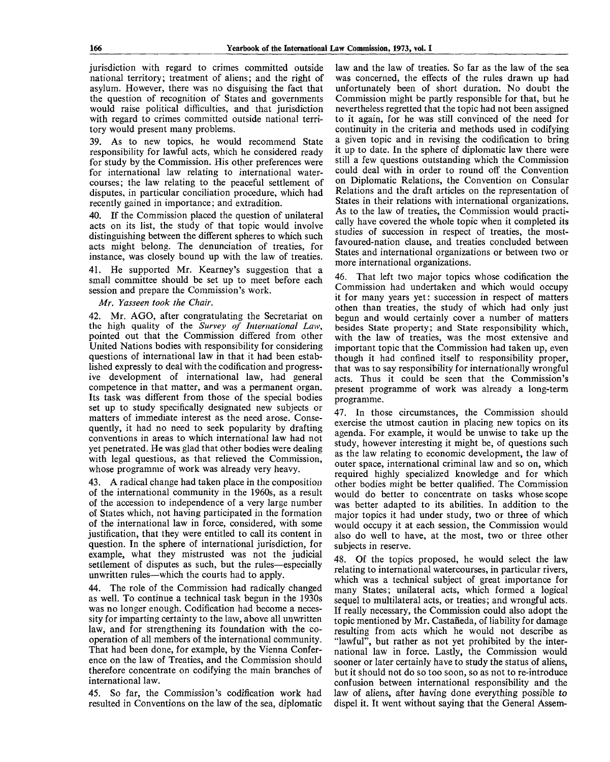jurisdiction with regard to crimes committed outside national territory; treatment of aliens; and the right of asylum. However, there was no disguising the fact that the question of recognition of States and governments would raise political difficulties, and that jurisdiction with regard to crimes committed outside national territory would present many problems.

39. As to new topics, he would recommend State responsibility for lawful acts, which he considered ready for study by the Commission. His other preferences were for international law relating to international watercourses; the law relating to the peaceful settlement of disputes, in particular conciliation procedure, which had recently gained in importance; and extradition.

40. If the Commission placed the question of unilateral acts on its list, the study of that topic would involve distinguishing between the different spheres to which such acts might belong. The denunciation of treaties, for instance, was closely bound up with the law of treaties.

41. He supported Mr. Kearney's suggestion that a small committee should be set up to meet before each session and prepare the Commission's work.

*Mr. Yasseen took the Chair.*

42. Mr. AGO, after congratulating the Secretariat on the high quality of the *Survey of International Law*, pointed out that the Commission differed from other United Nations bodies with responsibility for considering questions of international law in that it had been established expressly to deal with the codification and progressive development of international law, had general competence in that matter, and was a permanent organ. Its task was different from those of the special bodies set up to study specifically designated new subjects or matters of immediate interest as the need arose. Consequently, it had no need to seek popularity by drafting conventions in areas to which international law had not yet penetrated. He was glad that other bodies were dealing with legal questions, as that relieved the Commission, whose programme of work was already very heavy.

43. A radical change had taken place in the composition of the international community in the 1960s, as a result of the accession to independence of a very large number of States which, not having participated in the formation of the international law in force, considered, with some justification, that they were entitled to call its content in question. In the sphere of international jurisdiction, for example, what they mistrusted was not the judicial settlement of disputes as such, but the rules—especially unwritten rules—which the courts had to apply.

44. The role of the Commission had radically changed as well. To continue a technical task begun in the 1930s was no longer enough. Codification had become a necessity for imparting certainty to the law, above all unwritten law, and for strengthening its foundation with the co-operation of all members of the international community. That had been done, for example, by the Vienna Conference on the law of Treaties, and the Commission should therefore concentrate on codifying the main branches of international law.

45. So far, the Commission's codification work had resulted in Conventions on the law of the sea, diplomatic law and the law of treaties. So far as the law of the sea was concerned, the effects of the rules drawn up had unfortunately been of short duration. No doubt the Commission might be partly responsible for that, but he nevertheless regretted that the topic had not been assigned to it again, for he was still convinced of the need for continuity in the criteria and methods used in codifying a given topic and in revising the codification to bring it up to date. In the sphere of diplomatic law there were still a few questions outstanding which the Commission could deal with in order to round off the Convention on Diplomatic Relations, the Convention on Consular Relations and the draft articles on the representation of States in their relations with international organizations. As to the law of treaties, the Commission would practically have covered the whole topic when it completed its studies of succession in respect of treaties, the most-favoured-nation clause, and treaties concluded between States and international organizations or between two or more international organizations.

46. That left two major topics whose codification the Commission had undertaken and which would occupy it for many years yet: succession in respect of matters othen than treaties, the study of which had only just begun and would certainly cover a number of matters besides State property; and State responsibility which, with the law of treaties, was the most extensive and important topic that the Commission had taken up, even though it had confined itself to responsibility proper, that was to say responsibility for internationally wrongful acts. Thus it could be seen that the Commission's present programme of work was already a long-term programme.

47. In those circumstances, the Commission should exercise the utmost caution in placing new topics on its agenda. For example, it would be unwise to take up the study, however interesting it might be, of questions such as the law relating to economic development, the law of outer space, international criminal law and so on, which required highly specialized knowledge and for which other bodies might be better qualified. The Commission would do better to concentrate on tasks whose scope was better adapted to its abilities. In addition to the major topics it had under study, two or three of which would occupy it at each session, the Commission would also do well to have, at the most, two or three other subjects in reserve.

48. Of the topics proposed, he would select the law relating to international watercourses, in particular rivers, which was a technical subject of great importance for many States; unilateral acts, which formed a logical sequel to multilateral acts, or treaties; and wrongful acts. If really necessary, the Commission could also adopt the topic mentioned by Mr. Castañeda, of liability for damage resulting from acts which he would not describe as "lawful", but rather as not yet prohibited by the international law in force. Lastly, the Commission would sooner or later certainly have to study the status of aliens, but it should not do so too soon, so as not to re-introduce confusion between international responsibility and the law of aliens, after having done everything possible to dispel it. It went without saying that the General Assem-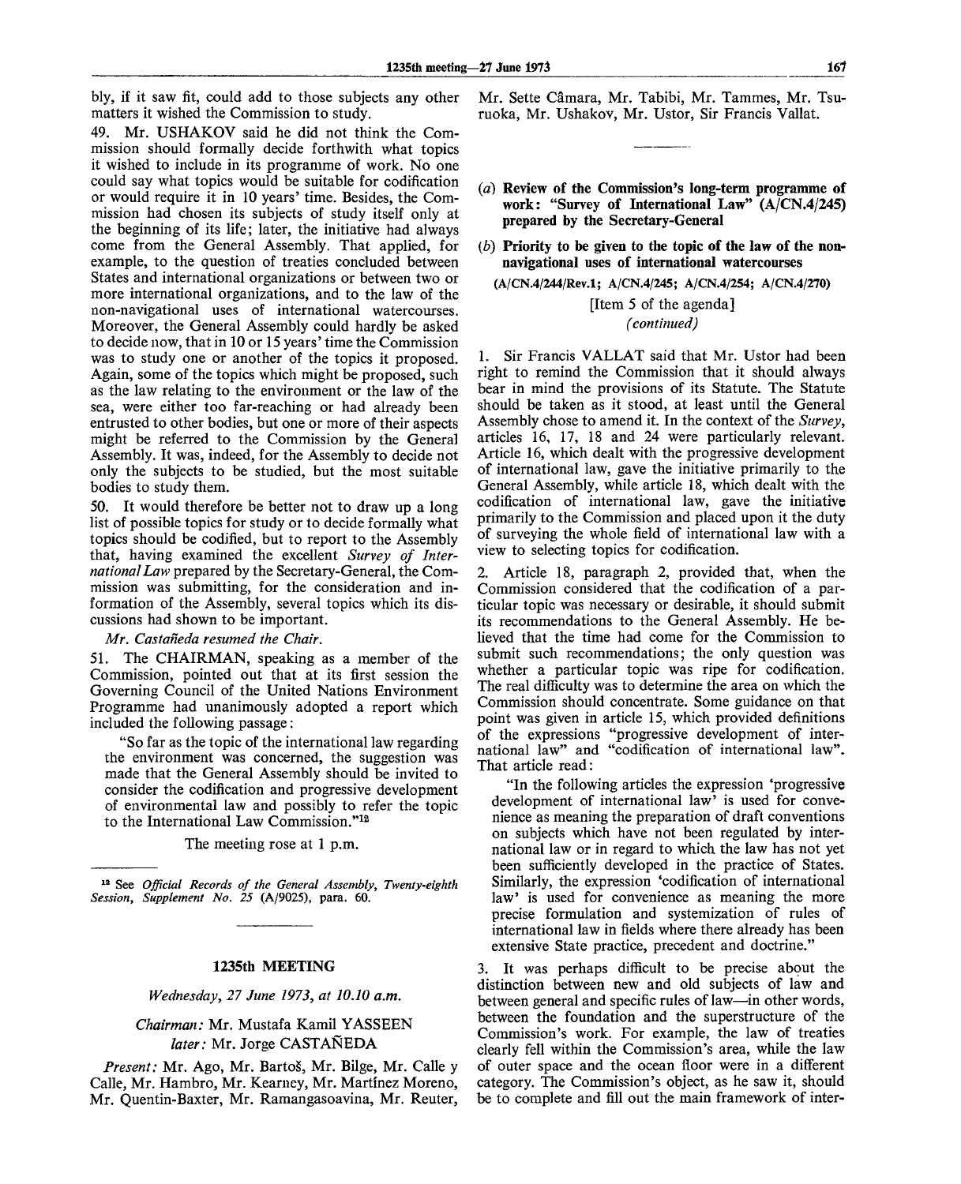bly, if it saw fit, could add to those subjects any other matters it wished the Commission to study.

49. Mr. USHAKOV said he did not think the Commission should formally decide forthwith what topics it wished to include in its programme of work. No one could say what topics would be suitable for codification or would require it in 10 years' time. Besides, the Commission had chosen its subjects of study itself only at the beginning of its life; later, the initiative had always come from the General Assembly. That applied, for example, to the question of treaties concluded between States and international organizations or between two or more international organizations, and to the law of the non-navigational uses of international watercourses. Moreover, the General Assembly could hardly be asked to decide now, that in 10 or 15 years' time the Commission was to study one or another of the topics it proposed. Again, some of the topics which might be proposed, such as the law relating to the environment or the law of the sea, were either too far-reaching or had already been entrusted to other bodies, but one or more of their aspects might be referred to the Commission by the General Assembly. It was, indeed, for the Assembly to decide not only the subjects to be studied, but the most suitable bodies to study them.

50. It would therefore be better not to draw up a long list of possible topics for study or to decide formally what topics should be codified, but to report to the Assembly that, having examined the excellent *Survey of International Law* prepared by the Secretary-General, the Commission was submitting, for the consideration and information of the Assembly, several topics which its discussions had shown to be important.

*Mr. Castañeda resumed the Chair.*

51. The CHAIRMAN, speaking as a member of the Commission, pointed out that at its first session the Governing Council of the United Nations Environment Programme had unanimously adopted a report which included the following passage:

"So far as the topic of the international law regarding the environment was concerned, the suggestion was made that the General Assembly should be invited to consider the codification and progressive development of environmental law and possibly to refer the topic to the International Law Commission."[12]

The meeting rose at 1 p.m.

---

[12] See *Official Records of the General Assembly, Twenty-eighth Session, Supplement No. 25* (A/9025), para. 60.

---

## 1235th MEETING

*Wednesday, 27 June 1973, at 10.10 a.m.*

*Chairman:* Mr. Mustafa Kamil YASSEEN
*later:* Mr. Jorge CASTAÑEDA

*Present:* Mr. Ago, Mr. Bartoš, Mr. Bilge, Mr. Calle y Calle, Mr. Hambro, Mr. Kearney, Mr. Martínez Moreno, Mr. Quentin-Baxter, Mr. Ramangasoavina, Mr. Reuter, Mr. Sette Câmara, Mr. Tabibi, Mr. Tammes, Mr. Tsuruoka, Mr. Ushakov, Mr. Ustor, Sir Francis Vallat.

---

**(*a*) Review of the Commission's long-term programme of work: "Survey of International Law" (A/CN.4/245) prepared by the Secretary-General**

**(*b*) Priority to be given to the topic of the law of the non-navigational uses of international watercourses**

**(A/CN.4/244/Rev.1; A/CN.4/245; A/CN.4/254; A/CN.4/270)**

[Item 5 of the agenda]
*(continued)*

1. Sir Francis VALLAT said that Mr. Ustor had been right to remind the Commission that it should always bear in mind the provisions of its Statute. The Statute should be taken as it stood, at least until the General Assembly chose to amend it. In the context of the *Survey*, articles 16, 17, 18 and 24 were particularly relevant. Article 16, which dealt with the progressive development of international law, gave the initiative primarily to the General Assembly, while article 18, which dealt with the codification of international law, gave the initiative primarily to the Commission and placed upon it the duty of surveying the whole field of international law with a view to selecting topics for codification.

2. Article 18, paragraph 2, provided that, when the Commission considered that the codification of a particular topic was necessary or desirable, it should submit its recommendations to the General Assembly. He believed that the time had come for the Commission to submit such recommendations; the only question was whether a particular topic was ripe for codification. The real difficulty was to determine the area on which the Commission should concentrate. Some guidance on that point was given in article 15, which provided definitions of the expressions "progressive development of international law" and "codification of international law". That article read:

"In the following articles the expression 'progressive development of international law' is used for convenience as meaning the preparation of draft conventions on subjects which have not been regulated by international law or in regard to which the law has not yet been sufficiently developed in the practice of States. Similarly, the expression 'codification of international law' is used for convenience as meaning the more precise formulation and systemization of rules of international law in fields where there already has been extensive State practice, precedent and doctrine."

3. It was perhaps difficult to be precise about the distinction between new and old subjects of law and between general and specific rules of law—in other words, between the foundation and the superstructure of the Commission's work. For example, the law of treaties clearly fell within the Commission's area, while the law of outer space and the ocean floor were in a different category. The Commission's object, as he saw it, should be to complete and fill out the main framework of inter-